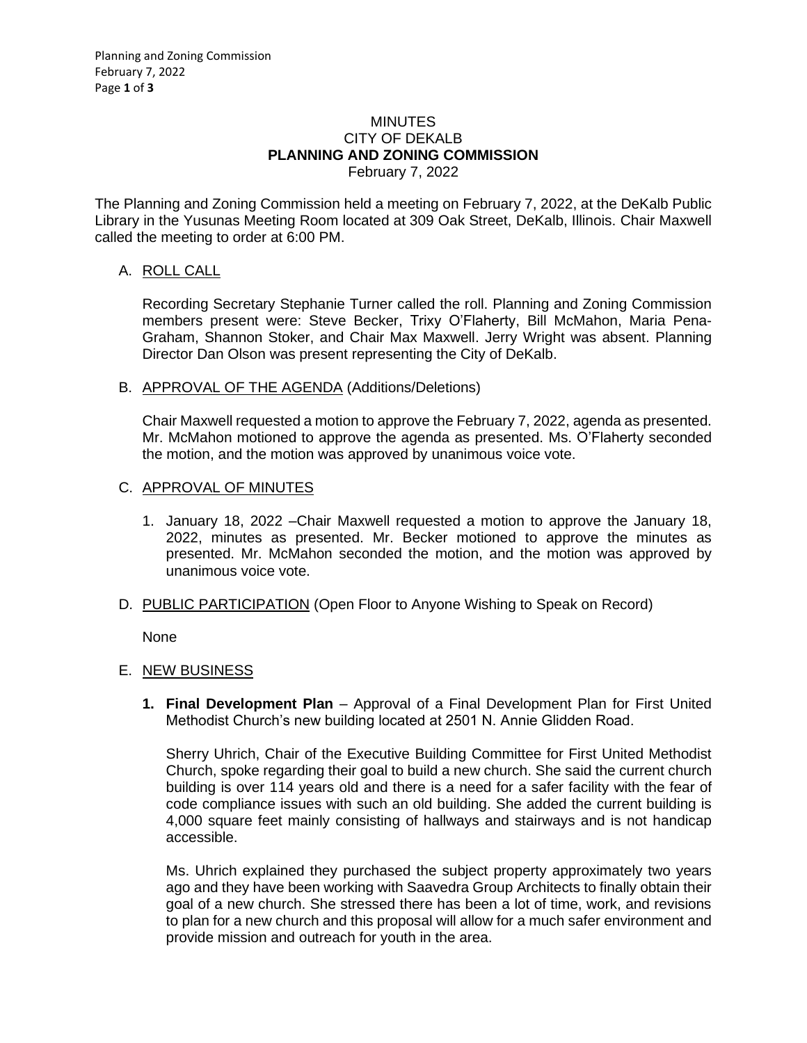# MINUTES
# CITY OF DEKALB
# PLANNING AND ZONING COMMISSION
February 7, 2022

The Planning and Zoning Commission held a meeting on February 7, 2022, at the DeKalb Public Library in the Yusunas Meeting Room located at 309 Oak Street, DeKalb, Illinois. Chair Maxwell called the meeting to order at 6:00 PM.

## A. ROLL CALL

Recording Secretary Stephanie Turner called the roll. Planning and Zoning Commission members present were: Steve Becker, Trixy O'Flaherty, Bill McMahon, Maria Pena-Graham, Shannon Stoker, and Chair Max Maxwell. Jerry Wright was absent. Planning Director Dan Olson was present representing the City of DeKalb.

## B. APPROVAL OF THE AGENDA (Additions/Deletions)

Chair Maxwell requested a motion to approve the February 7, 2022, agenda as presented. Mr. McMahon motioned to approve the agenda as presented. Ms. O'Flaherty seconded the motion, and the motion was approved by unanimous voice vote.

## C. APPROVAL OF MINUTES

1. January 18, 2022 –Chair Maxwell requested a motion to approve the January 18, 2022, minutes as presented. Mr. Becker motioned to approve the minutes as presented. Mr. McMahon seconded the motion, and the motion was approved by unanimous voice vote.

## D. PUBLIC PARTICIPATION (Open Floor to Anyone Wishing to Speak on Record)

None

## E. NEW BUSINESS

1. **Final Development Plan** – Approval of a Final Development Plan for First United Methodist Church's new building located at 2501 N. Annie Glidden Road.

   Sherry Uhrich, Chair of the Executive Building Committee for First United Methodist Church, spoke regarding their goal to build a new church. She said the current church building is over 114 years old and there is a need for a safer facility with the fear of code compliance issues with such an old building. She added the current building is 4,000 square feet mainly consisting of hallways and stairways and is not handicap accessible.

   Ms. Uhrich explained they purchased the subject property approximately two years ago and they have been working with Saavedra Group Architects to finally obtain their goal of a new church. She stressed there has been a lot of time, work, and revisions to plan for a new church and this proposal will allow for a much safer environment and provide mission and outreach for youth in the area.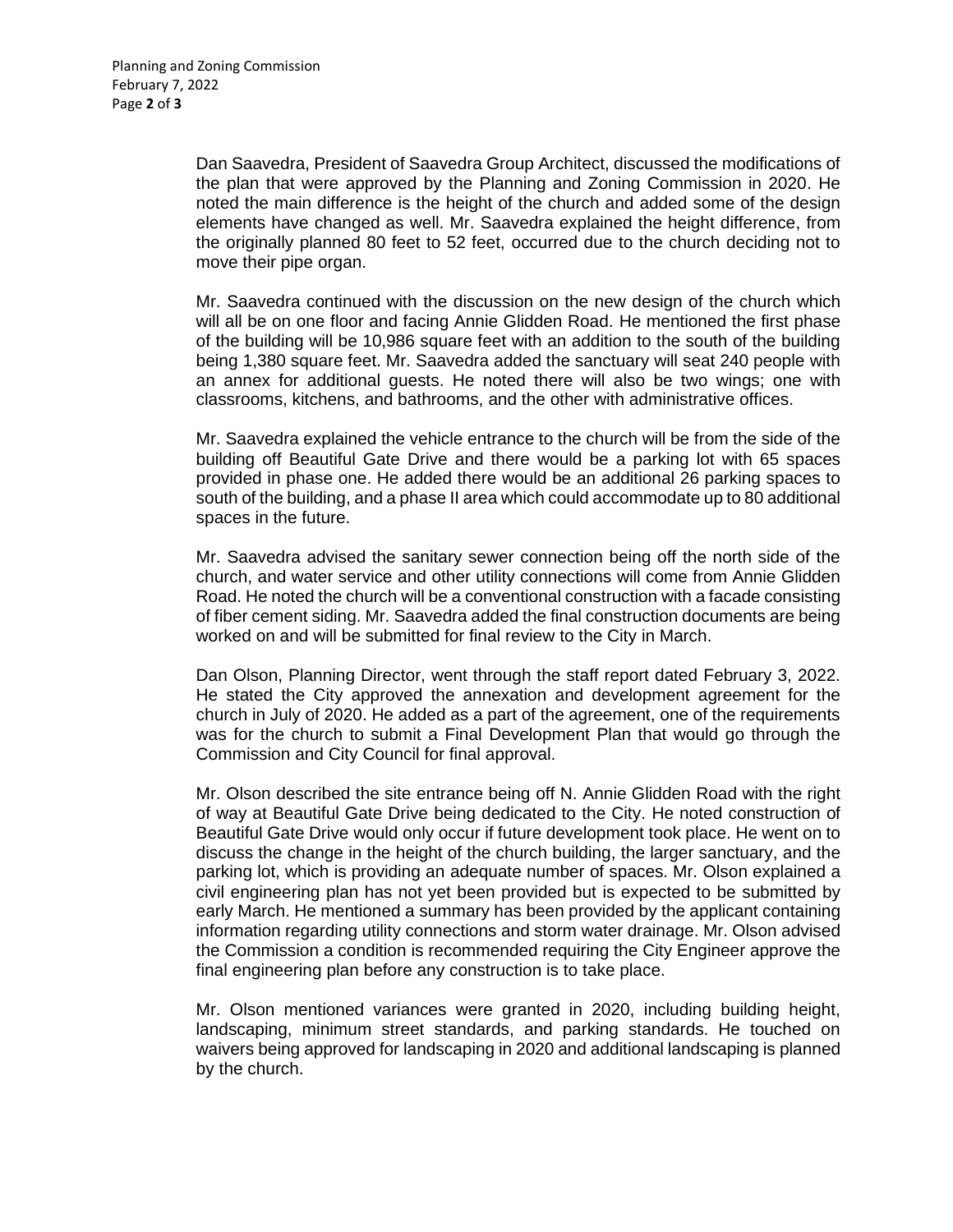Dan Saavedra, President of Saavedra Group Architect, discussed the modifications of the plan that were approved by the Planning and Zoning Commission in 2020. He noted the main difference is the height of the church and added some of the design elements have changed as well. Mr. Saavedra explained the height difference, from the originally planned 80 feet to 52 feet, occurred due to the church deciding not to move their pipe organ.

Mr. Saavedra continued with the discussion on the new design of the church which will all be on one floor and facing Annie Glidden Road. He mentioned the first phase of the building will be 10,986 square feet with an addition to the south of the building being 1,380 square feet. Mr. Saavedra added the sanctuary will seat 240 people with an annex for additional guests. He noted there will also be two wings; one with classrooms, kitchens, and bathrooms, and the other with administrative offices.

Mr. Saavedra explained the vehicle entrance to the church will be from the side of the building off Beautiful Gate Drive and there would be a parking lot with 65 spaces provided in phase one. He added there would be an additional 26 parking spaces to south of the building, and a phase II area which could accommodate up to 80 additional spaces in the future.

Mr. Saavedra advised the sanitary sewer connection being off the north side of the church, and water service and other utility connections will come from Annie Glidden Road. He noted the church will be a conventional construction with a facade consisting of fiber cement siding. Mr. Saavedra added the final construction documents are being worked on and will be submitted for final review to the City in March.

Dan Olson, Planning Director, went through the staff report dated February 3, 2022. He stated the City approved the annexation and development agreement for the church in July of 2020. He added as a part of the agreement, one of the requirements was for the church to submit a Final Development Plan that would go through the Commission and City Council for final approval.

Mr. Olson described the site entrance being off N. Annie Glidden Road with the right of way at Beautiful Gate Drive being dedicated to the City. He noted construction of Beautiful Gate Drive would only occur if future development took place. He went on to discuss the change in the height of the church building, the larger sanctuary, and the parking lot, which is providing an adequate number of spaces. Mr. Olson explained a civil engineering plan has not yet been provided but is expected to be submitted by early March. He mentioned a summary has been provided by the applicant containing information regarding utility connections and storm water drainage. Mr. Olson advised the Commission a condition is recommended requiring the City Engineer approve the final engineering plan before any construction is to take place.

Mr. Olson mentioned variances were granted in 2020, including building height, landscaping, minimum street standards, and parking standards. He touched on waivers being approved for landscaping in 2020 and additional landscaping is planned by the church.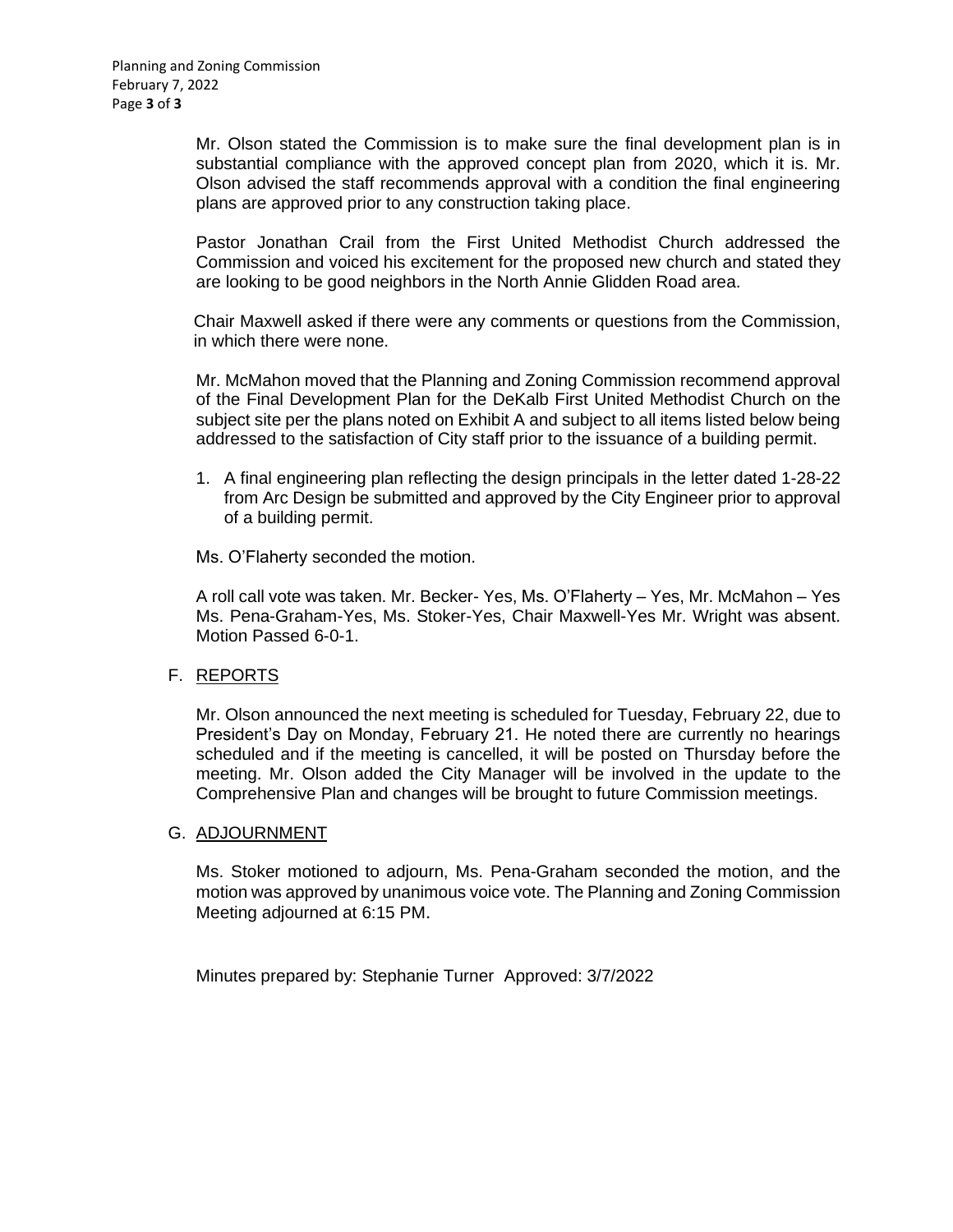Mr. Olson stated the Commission is to make sure the final development plan is in substantial compliance with the approved concept plan from 2020, which it is. Mr. Olson advised the staff recommends approval with a condition the final engineering plans are approved prior to any construction taking place.

Pastor Jonathan Crail from the First United Methodist Church addressed the Commission and voiced his excitement for the proposed new church and stated they are looking to be good neighbors in the North Annie Glidden Road area.

Chair Maxwell asked if there were any comments or questions from the Commission, in which there were none.

Mr. McMahon moved that the Planning and Zoning Commission recommend approval of the Final Development Plan for the DeKalb First United Methodist Church on the subject site per the plans noted on Exhibit A and subject to all items listed below being addressed to the satisfaction of City staff prior to the issuance of a building permit.

1. A final engineering plan reflecting the design principals in the letter dated 1-28-22 from Arc Design be submitted and approved by the City Engineer prior to approval of a building permit.

Ms. O'Flaherty seconded the motion.

A roll call vote was taken. Mr. Becker- Yes, Ms. O'Flaherty – Yes, Mr. McMahon – Yes Ms. Pena-Graham-Yes, Ms. Stoker-Yes, Chair Maxwell-Yes Mr. Wright was absent. Motion Passed 6-0-1.

## F. REPORTS

Mr. Olson announced the next meeting is scheduled for Tuesday, February 22, due to President's Day on Monday, February 21. He noted there are currently no hearings scheduled and if the meeting is cancelled, it will be posted on Thursday before the meeting. Mr. Olson added the City Manager will be involved in the update to the Comprehensive Plan and changes will be brought to future Commission meetings.

## G. ADJOURNMENT

Ms. Stoker motioned to adjourn, Ms. Pena-Graham seconded the motion, and the motion was approved by unanimous voice vote. The Planning and Zoning Commission Meeting adjourned at 6:15 PM.

Minutes prepared by: Stephanie Turner Approved: 3/7/2022